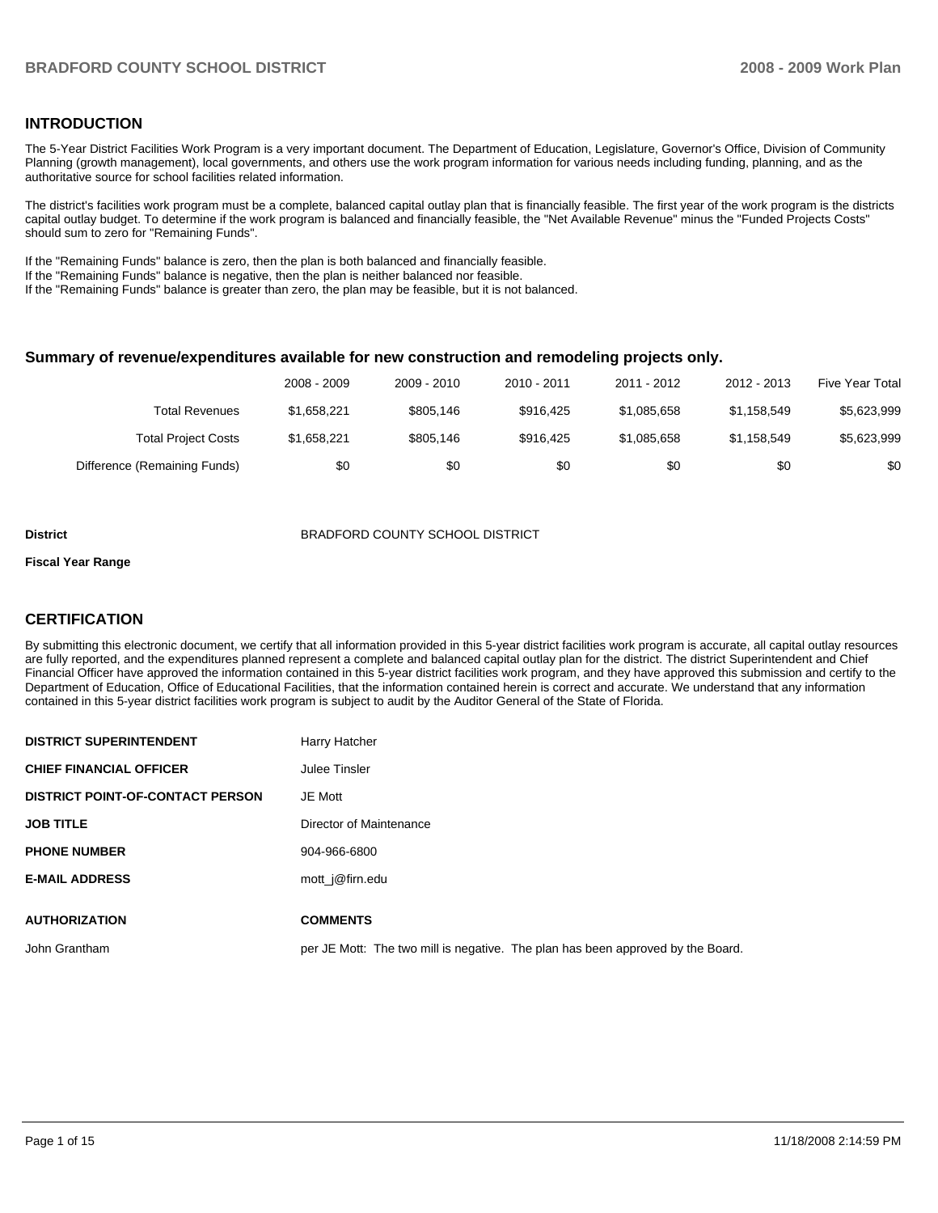## INTRODUCTION

The 5-Year District Facilities Work Program is a very important document. The Department of Education, Legislature, Governor's Office, Division of Community Planning (growth management), local governments, and others use the work program information for various needs including funding, planning, and as the authoritative source for school facilities related information.

The district's facilities work program must be a complete, balanced capital outlay plan that is financially feasible. The first year of the work program is the districts capital outlay budget. To determine if the work program is balanced and financially feasible, the "Net Available Revenue" minus the "Funded Projects Costs" should sum to zero for "Remaining Funds".

If the "Remaining Funds" balance is zero, then the plan is both balanced and financially feasible.
If the "Remaining Funds" balance is negative, then the plan is neither balanced nor feasible.
If the "Remaining Funds" balance is greater than zero, the plan may be feasible, but it is not balanced.

### Summary of revenue/expenditures available for new construction and remodeling projects only.

| | 2008 - 2009 | 2009 - 2010 | 2010 - 2011 | 2011 - 2012 | 2012 - 2013 | Five Year Total |
|---|---|---|---|---|---|---|
| Total Revenues | $1,658,221 | $805,146 | $916,425 | $1,085,658 | $1,158,549 | $5,623,999 |
| Total Project Costs | $1,658,221 | $805,146 | $916,425 | $1,085,658 | $1,158,549 | $5,623,999 |
| Difference (Remaining Funds) | $0 | $0 | $0 | $0 | $0 | $0 |

**District** BRADFORD COUNTY SCHOOL DISTRICT

**Fiscal Year Range**

## CERTIFICATION

By submitting this electronic document, we certify that all information provided in this 5-year district facilities work program is accurate, all capital outlay resources are fully reported, and the expenditures planned represent a complete and balanced capital outlay plan for the district. The district Superintendent and Chief Financial Officer have approved the information contained in this 5-year district facilities work program, and they have approved this submission and certify to the Department of Education, Office of Educational Facilities, that the information contained herein is correct and accurate. We understand that any information contained in this 5-year district facilities work program is subject to audit by the Auditor General of the State of Florida.

| | |
|---|---|
| **DISTRICT SUPERINTENDENT** | Harry Hatcher |
| **CHIEF FINANCIAL OFFICER** | Julee Tinsler |
| **DISTRICT POINT-OF-CONTACT PERSON** | JE Mott |
| **JOB TITLE** | Director of Maintenance |
| **PHONE NUMBER** | 904-966-6800 |
| **E-MAIL ADDRESS** | mott_j@firn.edu |

| **AUTHORIZATION** | **COMMENTS** |
|---|---|
| John Grantham | per JE Mott: The two mill is negative. The plan has been approved by the Board. |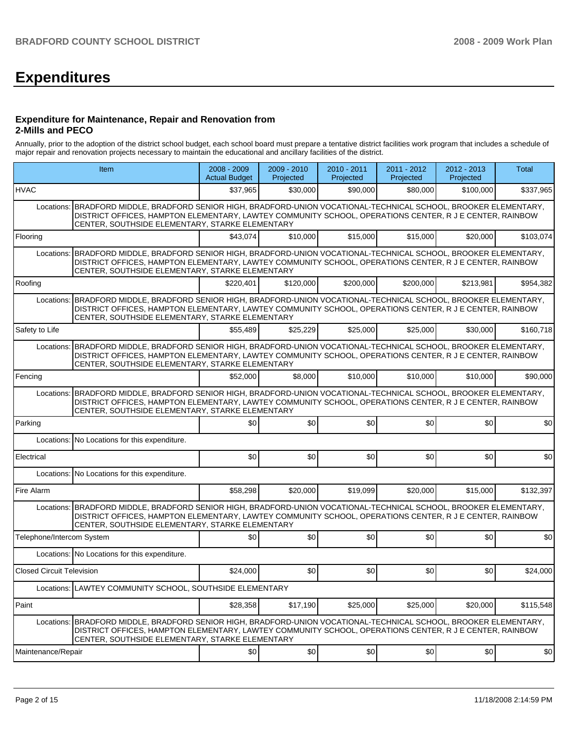# Expenditures

### Expenditure for Maintenance, Repair and Renovation from 2-Mills and PECO

Annually, prior to the adoption of the district school budget, each school board must prepare a tentative district facilities work program that includes a schedule of major repair and renovation projects necessary to maintain the educational and ancillary facilities of the district.

| Item | | 2008 - 2009 Actual Budget | 2009 - 2010 Projected | 2010 - 2011 Projected | 2011 - 2012 Projected | 2012 - 2013 Projected | Total |
|---|---|---|---|---|---|---|---|
| HVAC | | $37,965 | $30,000 | $90,000 | $80,000 | $100,000 | $337,965 |
| Locations: | BRADFORD MIDDLE, BRADFORD SENIOR HIGH, BRADFORD-UNION VOCATIONAL-TECHNICAL SCHOOL, BROOKER ELEMENTARY, DISTRICT OFFICES, HAMPTON ELEMENTARY, LAWTEY COMMUNITY SCHOOL, OPERATIONS CENTER, R J E CENTER, RAINBOW CENTER, SOUTHSIDE ELEMENTARY, STARKE ELEMENTARY | | | | | | |
| Flooring | | $43,074 | $10,000 | $15,000 | $15,000 | $20,000 | $103,074 |
| Locations: | BRADFORD MIDDLE, BRADFORD SENIOR HIGH, BRADFORD-UNION VOCATIONAL-TECHNICAL SCHOOL, BROOKER ELEMENTARY, DISTRICT OFFICES, HAMPTON ELEMENTARY, LAWTEY COMMUNITY SCHOOL, OPERATIONS CENTER, R J E CENTER, RAINBOW CENTER, SOUTHSIDE ELEMENTARY, STARKE ELEMENTARY | | | | | | |
| Roofing | | $220,401 | $120,000 | $200,000 | $200,000 | $213,981 | $954,382 |
| Locations: | BRADFORD MIDDLE, BRADFORD SENIOR HIGH, BRADFORD-UNION VOCATIONAL-TECHNICAL SCHOOL, BROOKER ELEMENTARY, DISTRICT OFFICES, HAMPTON ELEMENTARY, LAWTEY COMMUNITY SCHOOL, OPERATIONS CENTER, R J E CENTER, RAINBOW CENTER, SOUTHSIDE ELEMENTARY, STARKE ELEMENTARY | | | | | | |
| Safety to Life | | $55,489 | $25,229 | $25,000 | $25,000 | $30,000 | $160,718 |
| Locations: | BRADFORD MIDDLE, BRADFORD SENIOR HIGH, BRADFORD-UNION VOCATIONAL-TECHNICAL SCHOOL, BROOKER ELEMENTARY, DISTRICT OFFICES, HAMPTON ELEMENTARY, LAWTEY COMMUNITY SCHOOL, OPERATIONS CENTER, R J E CENTER, RAINBOW CENTER, SOUTHSIDE ELEMENTARY, STARKE ELEMENTARY | | | | | | |
| Fencing | | $52,000 | $8,000 | $10,000 | $10,000 | $10,000 | $90,000 |
| Locations: | BRADFORD MIDDLE, BRADFORD SENIOR HIGH, BRADFORD-UNION VOCATIONAL-TECHNICAL SCHOOL, BROOKER ELEMENTARY, DISTRICT OFFICES, HAMPTON ELEMENTARY, LAWTEY COMMUNITY SCHOOL, OPERATIONS CENTER, R J E CENTER, RAINBOW CENTER, SOUTHSIDE ELEMENTARY, STARKE ELEMENTARY | | | | | | |
| Parking | | $0 | $0 | $0 | $0 | $0 | $0 |
| Locations: | No Locations for this expenditure. | | | | | | |
| Electrical | | $0 | $0 | $0 | $0 | $0 | $0 |
| Locations: | No Locations for this expenditure. | | | | | | |
| Fire Alarm | | $58,298 | $20,000 | $19,099 | $20,000 | $15,000 | $132,397 |
| Locations: | BRADFORD MIDDLE, BRADFORD SENIOR HIGH, BRADFORD-UNION VOCATIONAL-TECHNICAL SCHOOL, BROOKER ELEMENTARY, DISTRICT OFFICES, HAMPTON ELEMENTARY, LAWTEY COMMUNITY SCHOOL, OPERATIONS CENTER, R J E CENTER, RAINBOW CENTER, SOUTHSIDE ELEMENTARY, STARKE ELEMENTARY | | | | | | |
| Telephone/Intercom System | | $0 | $0 | $0 | $0 | $0 | $0 |
| Locations: | No Locations for this expenditure. | | | | | | |
| Closed Circuit Television | | $24,000 | $0 | $0 | $0 | $0 | $24,000 |
| Locations: | LAWTEY COMMUNITY SCHOOL, SOUTHSIDE ELEMENTARY | | | | | | |
| Paint | | $28,358 | $17,190 | $25,000 | $25,000 | $20,000 | $115,548 |
| Locations: | BRADFORD MIDDLE, BRADFORD SENIOR HIGH, BRADFORD-UNION VOCATIONAL-TECHNICAL SCHOOL, BROOKER ELEMENTARY, DISTRICT OFFICES, HAMPTON ELEMENTARY, LAWTEY COMMUNITY SCHOOL, OPERATIONS CENTER, R J E CENTER, RAINBOW CENTER, SOUTHSIDE ELEMENTARY, STARKE ELEMENTARY | | | | | | |
| Maintenance/Repair | | $0 | $0 | $0 | $0 | $0 | $0 |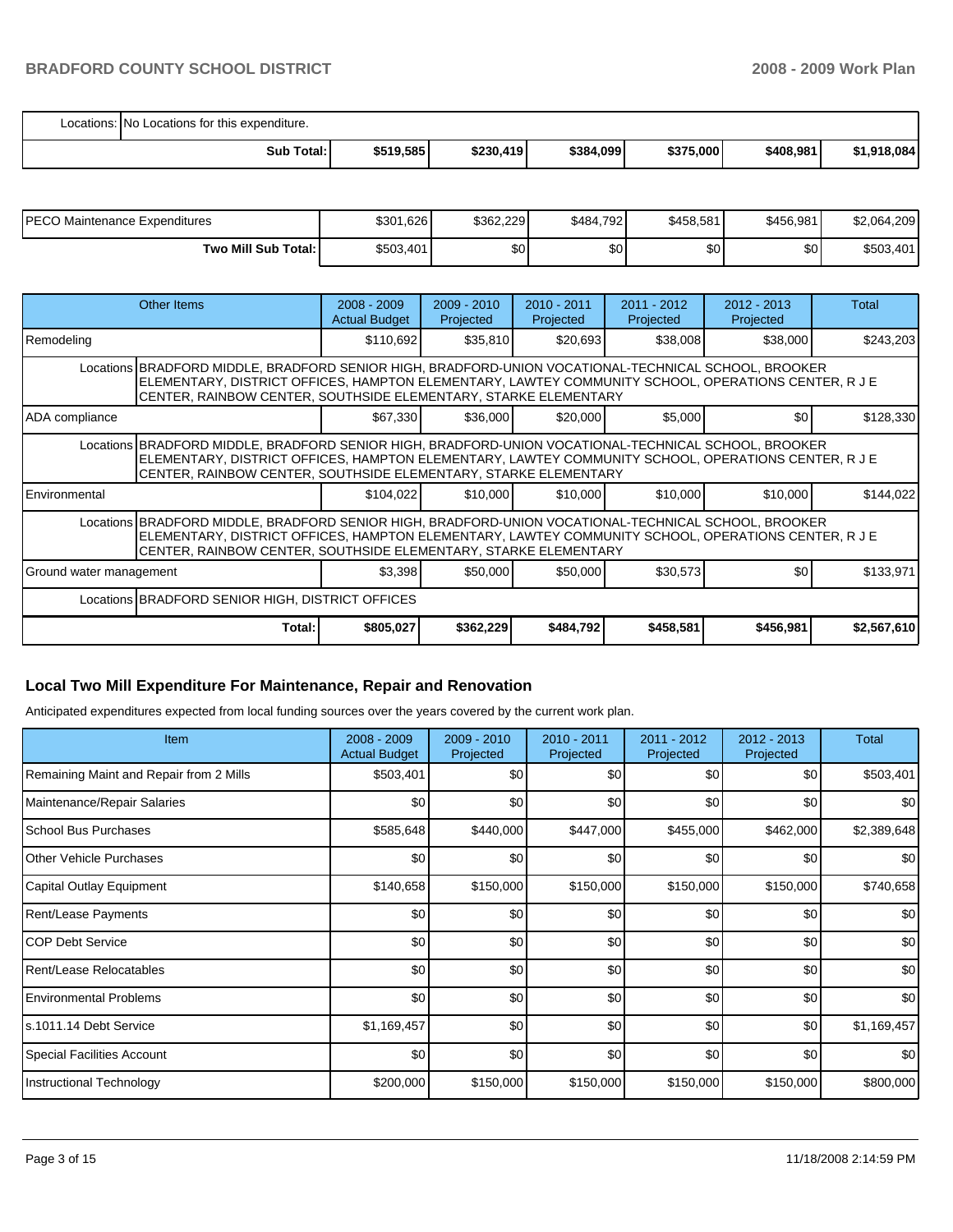| | | | | | | | |
|---|---|---|---|---|---|---|---|
| Locations: | No Locations for this expenditure. | | | | | | |
| | **Sub Total:** | **$519,585** | **$230,419** | **$384,099** | **$375,000** | **$408,981** | **$1,918,084** |

| | | | | | | |
|---|---|---|---|---|---|---|
| PECO Maintenance Expenditures | $301,626 | $362,229 | $484,792 | $458,581 | $456,981 | $2,064,209 |
| **Two Mill Sub Total:** | $503,401 | $0 | $0 | $0 | $0 | $503,401 |

| Other Items | 2008 - 2009 Actual Budget | 2009 - 2010 Projected | 2010 - 2011 Projected | 2011 - 2012 Projected | 2012 - 2013 Projected | Total |
|---|---|---|---|---|---|---|
| Remodeling | $110,692 | $35,810 | $20,693 | $38,008 | $38,000 | $243,203 |
| Locations BRADFORD MIDDLE, BRADFORD SENIOR HIGH, BRADFORD-UNION VOCATIONAL-TECHNICAL SCHOOL, BROOKER ELEMENTARY, DISTRICT OFFICES, HAMPTON ELEMENTARY, LAWTEY COMMUNITY SCHOOL, OPERATIONS CENTER, R J E CENTER, RAINBOW CENTER, SOUTHSIDE ELEMENTARY, STARKE ELEMENTARY | | | | | | |
| ADA compliance | $67,330 | $36,000 | $20,000 | $5,000 | $0 | $128,330 |
| Locations BRADFORD MIDDLE, BRADFORD SENIOR HIGH, BRADFORD-UNION VOCATIONAL-TECHNICAL SCHOOL, BROOKER ELEMENTARY, DISTRICT OFFICES, HAMPTON ELEMENTARY, LAWTEY COMMUNITY SCHOOL, OPERATIONS CENTER, R J E CENTER, RAINBOW CENTER, SOUTHSIDE ELEMENTARY, STARKE ELEMENTARY | | | | | | |
| Environmental | $104,022 | $10,000 | $10,000 | $10,000 | $10,000 | $144,022 |
| Locations BRADFORD MIDDLE, BRADFORD SENIOR HIGH, BRADFORD-UNION VOCATIONAL-TECHNICAL SCHOOL, BROOKER ELEMENTARY, DISTRICT OFFICES, HAMPTON ELEMENTARY, LAWTEY COMMUNITY SCHOOL, OPERATIONS CENTER, R J E CENTER, RAINBOW CENTER, SOUTHSIDE ELEMENTARY, STARKE ELEMENTARY | | | | | | |
| Ground water management | $3,398 | $50,000 | $50,000 | $30,573 | $0 | $133,971 |
| Locations BRADFORD SENIOR HIGH, DISTRICT OFFICES | | | | | | |
| **Total:** | **$805,027** | **$362,229** | **$484,792** | **$458,581** | **$456,981** | **$2,567,610** |

## Local Two Mill Expenditure For Maintenance, Repair and Renovation

Anticipated expenditures expected from local funding sources over the years covered by the current work plan.

| Item | 2008 - 2009 Actual Budget | 2009 - 2010 Projected | 2010 - 2011 Projected | 2011 - 2012 Projected | 2012 - 2013 Projected | Total |
|---|---|---|---|---|---|---|
| Remaining Maint and Repair from 2 Mills | $503,401 | $0 | $0 | $0 | $0 | $503,401 |
| Maintenance/Repair Salaries | $0 | $0 | $0 | $0 | $0 | $0 |
| School Bus Purchases | $585,648 | $440,000 | $447,000 | $455,000 | $462,000 | $2,389,648 |
| Other Vehicle Purchases | $0 | $0 | $0 | $0 | $0 | $0 |
| Capital Outlay Equipment | $140,658 | $150,000 | $150,000 | $150,000 | $150,000 | $740,658 |
| Rent/Lease Payments | $0 | $0 | $0 | $0 | $0 | $0 |
| COP Debt Service | $0 | $0 | $0 | $0 | $0 | $0 |
| Rent/Lease Relocatables | $0 | $0 | $0 | $0 | $0 | $0 |
| Environmental Problems | $0 | $0 | $0 | $0 | $0 | $0 |
| s.1011.14 Debt Service | $1,169,457 | $0 | $0 | $0 | $0 | $1,169,457 |
| Special Facilities Account | $0 | $0 | $0 | $0 | $0 | $0 |
| Instructional Technology | $200,000 | $150,000 | $150,000 | $150,000 | $150,000 | $800,000 |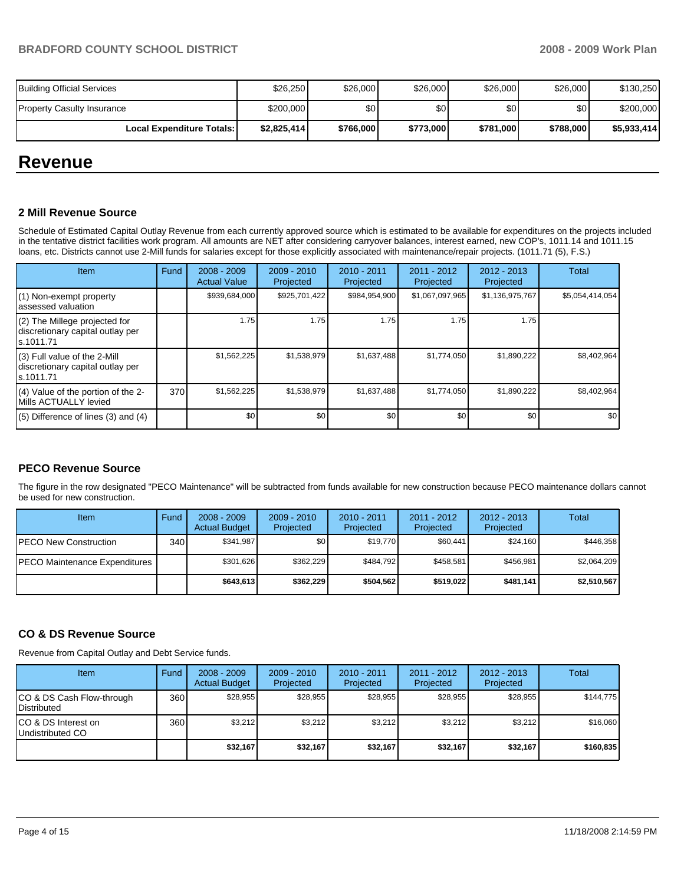| | | | | | | |
|---|---|---|---|---|---|---|
| Building Official Services | $26,250 | $26,000 | $26,000 | $26,000 | $26,000 | $130,250 |
| Property Casulty Insurance | $200,000 | $0 | $0 | $0 | $0 | $200,000 |
| **Local Expenditure Totals:** | **$2,825,414** | **$766,000** | **$773,000** | **$781,000** | **$788,000** | **$5,933,414** |

# Revenue

### 2 Mill Revenue Source

Schedule of Estimated Capital Outlay Revenue from each currently approved source which is estimated to be available for expenditures on the projects included in the tentative district facilities work program. All amounts are NET after considering carryover balances, interest earned, new COP's, 1011.14 and 1011.15 loans, etc. Districts cannot use 2-Mill funds for salaries except for those explicitly associated with maintenance/repair projects. (1011.71 (5), F.S.)

| Item | Fund | 2008 - 2009 Actual Value | 2009 - 2010 Projected | 2010 - 2011 Projected | 2011 - 2012 Projected | 2012 - 2013 Projected | Total |
|---|---|---|---|---|---|---|---|
| (1) Non-exempt property assessed valuation | | $939,684,000 | $925,701,422 | $984,954,900 | $1,067,097,965 | $1,136,975,767 | $5,054,414,054 |
| (2) The Millege projected for discretionary capital outlay per s.1011.71 | | 1.75 | 1.75 | 1.75 | 1.75 | 1.75 | |
| (3) Full value of the 2-Mill discretionary capital outlay per s.1011.71 | | $1,562,225 | $1,538,979 | $1,637,488 | $1,774,050 | $1,890,222 | $8,402,964 |
| (4) Value of the portion of the 2-Mills ACTUALLY levied | 370 | $1,562,225 | $1,538,979 | $1,637,488 | $1,774,050 | $1,890,222 | $8,402,964 |
| (5) Difference of lines (3) and (4) | | $0 | $0 | $0 | $0 | $0 | $0 |

### PECO Revenue Source

The figure in the row designated "PECO Maintenance" will be subtracted from funds available for new construction because PECO maintenance dollars cannot be used for new construction.

| Item | Fund | 2008 - 2009 Actual Budget | 2009 - 2010 Projected | 2010 - 2011 Projected | 2011 - 2012 Projected | 2012 - 2013 Projected | Total |
|---|---|---|---|---|---|---|---|
| PECO New Construction | 340 | $341,987 | $0 | $19,770 | $60,441 | $24,160 | $446,358 |
| PECO Maintenance Expenditures | | $301,626 | $362,229 | $484,792 | $458,581 | $456,981 | $2,064,209 |
| | | **$643,613** | **$362,229** | **$504,562** | **$519,022** | **$481,141** | **$2,510,567** |

### CO & DS Revenue Source

Revenue from Capital Outlay and Debt Service funds.

| Item | Fund | 2008 - 2009 Actual Budget | 2009 - 2010 Projected | 2010 - 2011 Projected | 2011 - 2012 Projected | 2012 - 2013 Projected | Total |
|---|---|---|---|---|---|---|---|
| CO & DS Cash Flow-through Distributed | 360 | $28,955 | $28,955 | $28,955 | $28,955 | $28,955 | $144,775 |
| CO & DS Interest on Undistributed CO | 360 | $3,212 | $3,212 | $3,212 | $3,212 | $3,212 | $16,060 |
| | | **$32,167** | **$32,167** | **$32,167** | **$32,167** | **$32,167** | **$160,835** |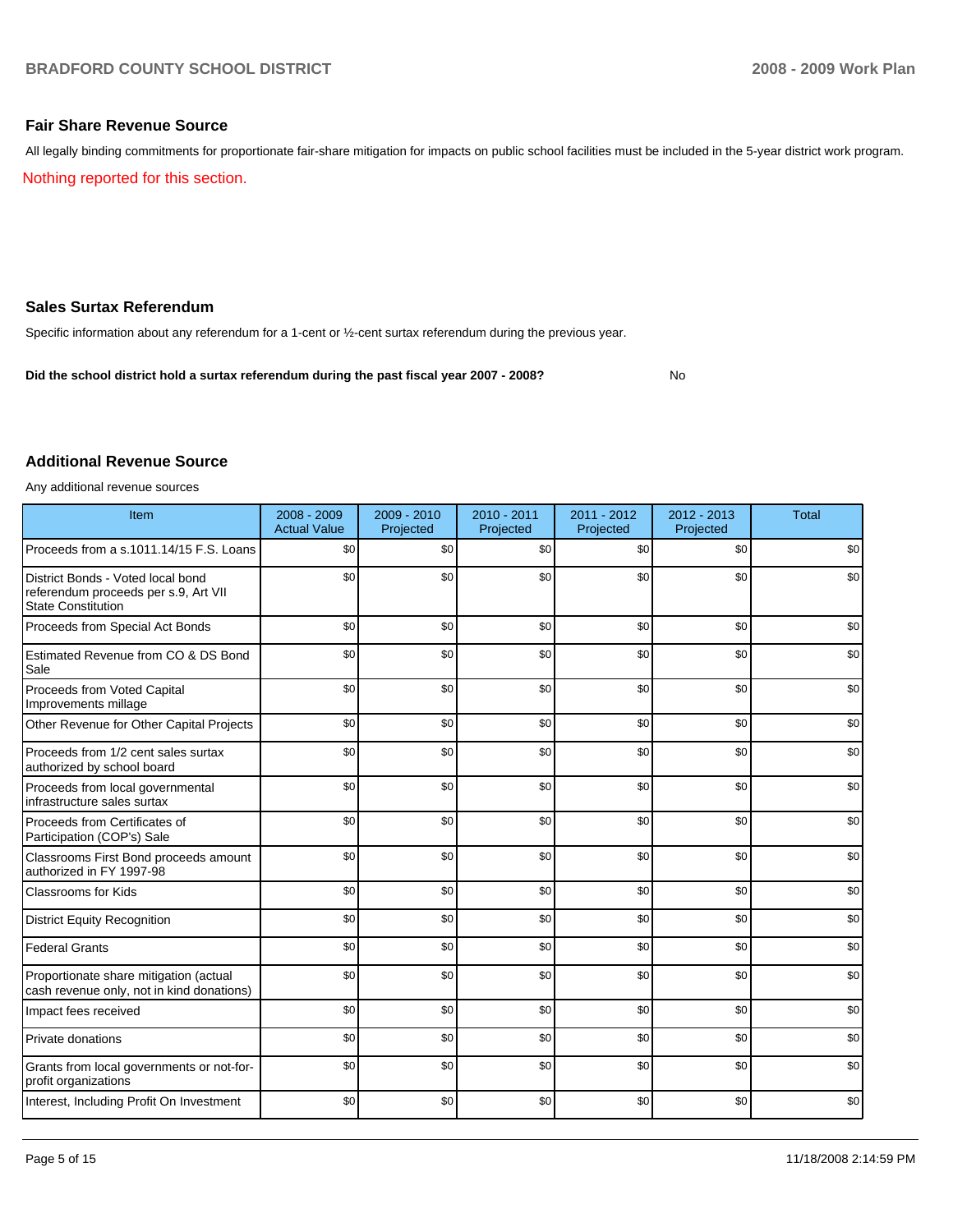## Fair Share Revenue Source

All legally binding commitments for proportionate fair-share mitigation for impacts on public school facilities must be included in the 5-year district work program.

Nothing reported for this section.

## Sales Surtax Referendum

Specific information about any referendum for a 1-cent or ½-cent surtax referendum during the previous year.

**Did the school district hold a surtax referendum during the past fiscal year 2007 - 2008?** No

## Additional Revenue Source

Any additional revenue sources

| Item | 2008 - 2009 Actual Value | 2009 - 2010 Projected | 2010 - 2011 Projected | 2011 - 2012 Projected | 2012 - 2013 Projected | Total |
|---|---|---|---|---|---|---|
| Proceeds from a s.1011.14/15 F.S. Loans | $0 | $0 | $0 | $0 | $0 | $0 |
| District Bonds - Voted local bond referendum proceeds per s.9, Art VII State Constitution | $0 | $0 | $0 | $0 | $0 | $0 |
| Proceeds from Special Act Bonds | $0 | $0 | $0 | $0 | $0 | $0 |
| Estimated Revenue from CO & DS Bond Sale | $0 | $0 | $0 | $0 | $0 | $0 |
| Proceeds from Voted Capital Improvements millage | $0 | $0 | $0 | $0 | $0 | $0 |
| Other Revenue for Other Capital Projects | $0 | $0 | $0 | $0 | $0 | $0 |
| Proceeds from 1/2 cent sales surtax authorized by school board | $0 | $0 | $0 | $0 | $0 | $0 |
| Proceeds from local governmental infrastructure sales surtax | $0 | $0 | $0 | $0 | $0 | $0 |
| Proceeds from Certificates of Participation (COP's) Sale | $0 | $0 | $0 | $0 | $0 | $0 |
| Classrooms First Bond proceeds amount authorized in FY 1997-98 | $0 | $0 | $0 | $0 | $0 | $0 |
| Classrooms for Kids | $0 | $0 | $0 | $0 | $0 | $0 |
| District Equity Recognition | $0 | $0 | $0 | $0 | $0 | $0 |
| Federal Grants | $0 | $0 | $0 | $0 | $0 | $0 |
| Proportionate share mitigation (actual cash revenue only, not in kind donations) | $0 | $0 | $0 | $0 | $0 | $0 |
| Impact fees received | $0 | $0 | $0 | $0 | $0 | $0 |
| Private donations | $0 | $0 | $0 | $0 | $0 | $0 |
| Grants from local governments or not-for-profit organizations | $0 | $0 | $0 | $0 | $0 | $0 |
| Interest, Including Profit On Investment | $0 | $0 | $0 | $0 | $0 | $0 |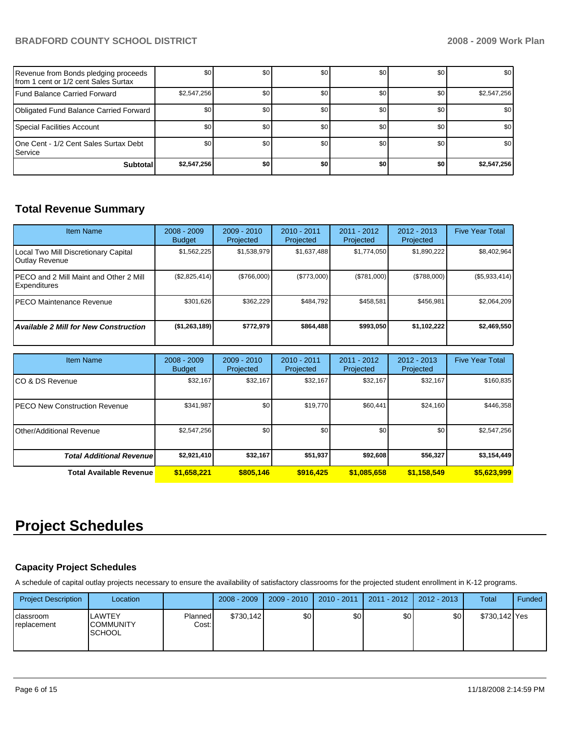| | | | | | | |
|---|---|---|---|---|---|---|
| Revenue from Bonds pledging proceeds from 1 cent or 1/2 cent Sales Surtax | $0 | $0 | $0 | $0 | $0 | $0 |
| Fund Balance Carried Forward | $2,547,256 | $0 | $0 | $0 | $0 | $2,547,256 |
| Obligated Fund Balance Carried Forward | $0 | $0 | $0 | $0 | $0 | $0 |
| Special Facilities Account | $0 | $0 | $0 | $0 | $0 | $0 |
| One Cent - 1/2 Cent Sales Surtax Debt Service | $0 | $0 | $0 | $0 | $0 | $0 |
| **Subtotal** | **$2,547,256** | **$0** | **$0** | **$0** | **$0** | **$2,547,256** |

## Total Revenue Summary

| Item Name | 2008 - 2009 Budget | 2009 - 2010 Projected | 2010 - 2011 Projected | 2011 - 2012 Projected | 2012 - 2013 Projected | Five Year Total |
|---|---|---|---|---|---|---|
| Local Two Mill Discretionary Capital Outlay Revenue | $1,562,225 | $1,538,979 | $1,637,488 | $1,774,050 | $1,890,222 | $8,402,964 |
| PECO and 2 Mill Maint and Other 2 Mill Expenditures | ($2,825,414) | ($766,000) | ($773,000) | ($781,000) | ($788,000) | ($5,933,414) |
| PECO Maintenance Revenue | $301,626 | $362,229 | $484,792 | $458,581 | $456,981 | $2,064,209 |
| ***Available 2 Mill for New Construction*** | **($1,263,189)** | **$772,979** | **$864,488** | **$993,050** | **$1,102,222** | **$2,469,550** |

| Item Name | 2008 - 2009 Budget | 2009 - 2010 Projected | 2010 - 2011 Projected | 2011 - 2012 Projected | 2012 - 2013 Projected | Five Year Total |
|---|---|---|---|---|---|---|
| CO & DS Revenue | $32,167 | $32,167 | $32,167 | $32,167 | $32,167 | $160,835 |
| PECO New Construction Revenue | $341,987 | $0 | $19,770 | $60,441 | $24,160 | $446,358 |
| Other/Additional Revenue | $2,547,256 | $0 | $0 | $0 | $0 | $2,547,256 |
| ***Total Additional Revenue*** | **$2,921,410** | **$32,167** | **$51,937** | **$92,608** | **$56,327** | **$3,154,449** |
| **Total Available Revenue** | **$1,658,221** | **$805,146** | **$916,425** | **$1,085,658** | **$1,158,549** | **$5,623,999** |

# Project Schedules

### Capacity Project Schedules

A schedule of capital outlay projects necessary to ensure the availability of satisfactory classrooms for the projected student enrollment in K-12 programs.

| Project Description | Location | | 2008 - 2009 | 2009 - 2010 | 2010 - 2011 | 2011 - 2012 | 2012 - 2013 | Total | Funded |
|---|---|---|---|---|---|---|---|---|---|
| classroom replacement | LAWTEY COMMUNITY SCHOOL | Planned Cost: | $730,142 | $0 | $0 | $0 | $0 | $730,142 | Yes |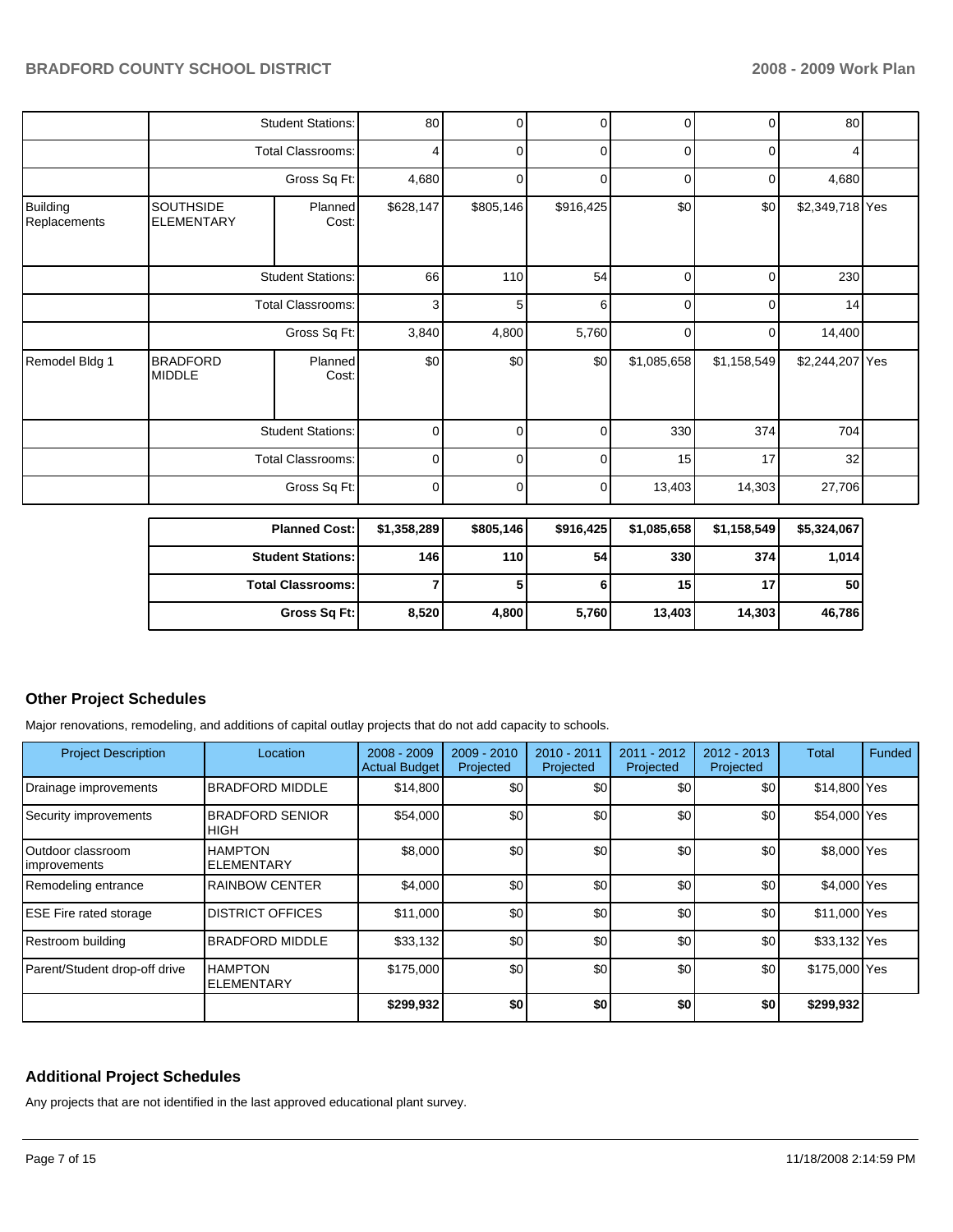| | | | | | | | | |
|---|---|---|---|---|---|---|---|---|
| | Student Stations: | | 80 | 0 | 0 | 0 | 0 | 80 | |
| | Total Classrooms: | | 4 | 0 | 0 | 0 | 0 | 4 | |
| | Gross Sq Ft: | | 4,680 | 0 | 0 | 0 | 0 | 4,680 | |
| Building Replacements | SOUTHSIDE ELEMENTARY | Planned Cost: | $628,147 | $805,146 | $916,425 | $0 | $0 | $2,349,718 | Yes |
| | Student Stations: | | 66 | 110 | 54 | 0 | 0 | 230 | |
| | Total Classrooms: | | 3 | 5 | 6 | 0 | 0 | 14 | |
| | Gross Sq Ft: | | 3,840 | 4,800 | 5,760 | 0 | 0 | 14,400 | |
| Remodel Bldg 1 | BRADFORD MIDDLE | Planned Cost: | $0 | $0 | $0 | $1,085,658 | $1,158,549 | $2,244,207 | Yes |
| | Student Stations: | | 0 | 0 | 0 | 330 | 374 | 704 | |
| | Total Classrooms: | | 0 | 0 | 0 | 15 | 17 | 32 | |
| | Gross Sq Ft: | | 0 | 0 | 0 | 13,403 | 14,303 | 27,706 | |

| | | | | | | |
|---|---|---|---|---|---|---|
| **Planned Cost:** | **$1,358,289** | **$805,146** | **$916,425** | **$1,085,658** | **$1,158,549** | **$5,324,067** |
| **Student Stations:** | **146** | **110** | **54** | **330** | **374** | **1,014** |
| **Total Classrooms:** | **7** | **5** | **6** | **15** | **17** | **50** |
| **Gross Sq Ft:** | **8,520** | **4,800** | **5,760** | **13,403** | **14,303** | **46,786** |

## Other Project Schedules

Major renovations, remodeling, and additions of capital outlay projects that do not add capacity to schools.

| Project Description | Location | 2008 - 2009 Actual Budget | 2009 - 2010 Projected | 2010 - 2011 Projected | 2011 - 2012 Projected | 2012 - 2013 Projected | Total | Funded |
|---|---|---|---|---|---|---|---|---|
| Drainage improvements | BRADFORD MIDDLE | $14,800 | $0 | $0 | $0 | $0 | $14,800 | Yes |
| Security improvements | BRADFORD SENIOR HIGH | $54,000 | $0 | $0 | $0 | $0 | $54,000 | Yes |
| Outdoor classroom improvements | HAMPTON ELEMENTARY | $8,000 | $0 | $0 | $0 | $0 | $8,000 | Yes |
| Remodeling entrance | RAINBOW CENTER | $4,000 | $0 | $0 | $0 | $0 | $4,000 | Yes |
| ESE Fire rated storage | DISTRICT OFFICES | $11,000 | $0 | $0 | $0 | $0 | $11,000 | Yes |
| Restroom building | BRADFORD MIDDLE | $33,132 | $0 | $0 | $0 | $0 | $33,132 | Yes |
| Parent/Student drop-off drive | HAMPTON ELEMENTARY | $175,000 | $0 | $0 | $0 | $0 | $175,000 | Yes |
| | | **$299,932** | **$0** | **$0** | **$0** | **$0** | **$299,932** | |

## Additional Project Schedules

Any projects that are not identified in the last approved educational plant survey.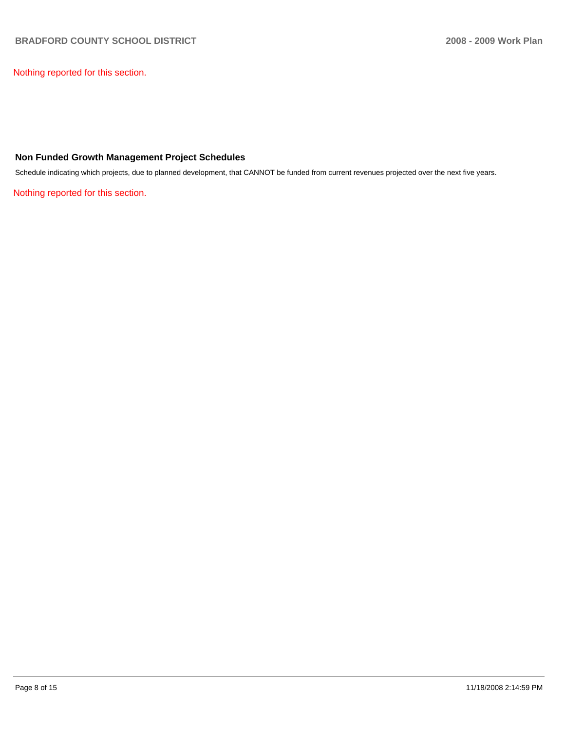Nothing reported for this section.

## Non Funded Growth Management Project Schedules

Schedule indicating which projects, due to planned development, that CANNOT be funded from current revenues projected over the next five years.

Nothing reported for this section.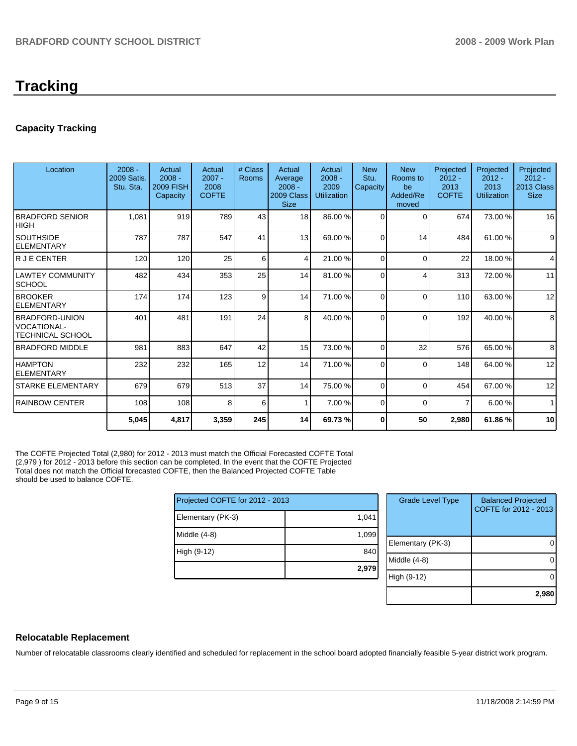# Tracking

## Capacity Tracking

| Location | 2008 - 2009 Satis. Stu. Sta. | Actual 2008 - 2009 FISH Capacity | Actual 2007 - 2008 COFTE | # Class Rooms | Actual Average 2008 - 2009 Class Size | Actual 2008 - 2009 Utilization | New Stu. Capacity | New Rooms to be Added/Removed | Projected 2012 - 2013 COFTE | Projected 2012 - 2013 Utilization | Projected 2012 - 2013 Class Size |
|---|---|---|---|---|---|---|---|---|---|---|---|
| BRADFORD SENIOR HIGH | 1,081 | 919 | 789 | 43 | 18 | 86.00 % | 0 | 0 | 674 | 73.00 % | 16 |
| SOUTHSIDE ELEMENTARY | 787 | 787 | 547 | 41 | 13 | 69.00 % | 0 | 14 | 484 | 61.00 % | 9 |
| R J E CENTER | 120 | 120 | 25 | 6 | 4 | 21.00 % | 0 | 0 | 22 | 18.00 % | 4 |
| LAWTEY COMMUNITY SCHOOL | 482 | 434 | 353 | 25 | 14 | 81.00 % | 0 | 4 | 313 | 72.00 % | 11 |
| BROOKER ELEMENTARY | 174 | 174 | 123 | 9 | 14 | 71.00 % | 0 | 0 | 110 | 63.00 % | 12 |
| BRADFORD-UNION VOCATIONAL-TECHNICAL SCHOOL | 401 | 481 | 191 | 24 | 8 | 40.00 % | 0 | 0 | 192 | 40.00 % | 8 |
| BRADFORD MIDDLE | 981 | 883 | 647 | 42 | 15 | 73.00 % | 0 | 32 | 576 | 65.00 % | 8 |
| HAMPTON ELEMENTARY | 232 | 232 | 165 | 12 | 14 | 71.00 % | 0 | 0 | 148 | 64.00 % | 12 |
| STARKE ELEMENTARY | 679 | 679 | 513 | 37 | 14 | 75.00 % | 0 | 0 | 454 | 67.00 % | 12 |
| RAINBOW CENTER | 108 | 108 | 8 | 6 | 1 | 7.00 % | 0 | 0 | 7 | 6.00 % | 1 |
| | **5,045** | **4,817** | **3,359** | **245** | **14** | **69.73 %** | **0** | **50** | **2,980** | **61.86 %** | **10** |

The COFTE Projected Total (2,980) for 2012 - 2013 must match the Official Forecasted COFTE Total (2,979 ) for 2012 - 2013 before this section can be completed. In the event that the COFTE Projected Total does not match the Official forecasted COFTE, then the Balanced Projected COFTE Table should be used to balance COFTE.

| Projected COFTE for 2012 - 2013 | |
|---|---|
| Elementary (PK-3) | 1,041 |
| Middle (4-8) | 1,099 |
| High (9-12) | 840 |
| | **2,979** |

| Grade Level Type | Balanced Projected COFTE for 2012 - 2013 |
|---|---|
| Elementary (PK-3) | 0 |
| Middle (4-8) | 0 |
| High (9-12) | 0 |
| | **2,980** |

## Relocatable Replacement

Number of relocatable classrooms clearly identified and scheduled for replacement in the school board adopted financially feasible 5-year district work program.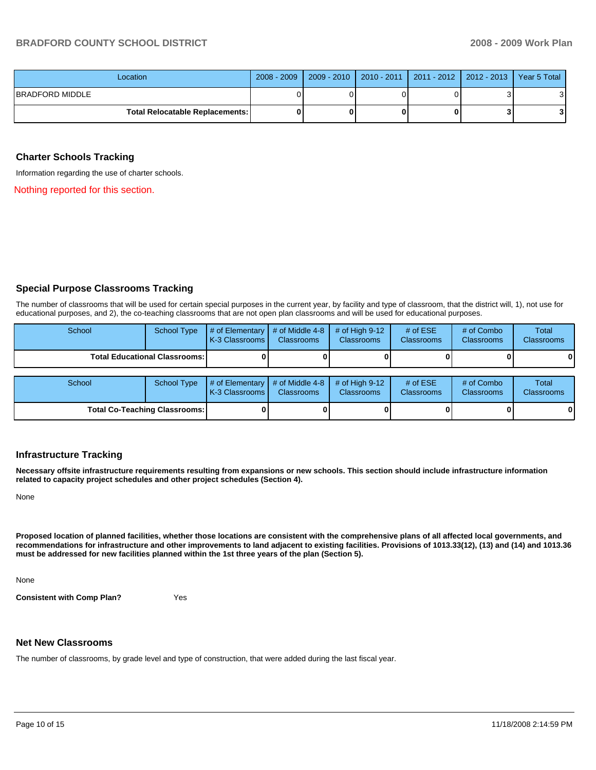| Location | 2008 - 2009 | 2009 - 2010 | 2010 - 2011 | 2011 - 2012 | 2012 - 2013 | Year 5 Total |
|---|---|---|---|---|---|---|
| BRADFORD MIDDLE | 0 | 0 | 0 | 0 | 3 | 3 |
| **Total Relocatable Replacements:** | **0** | **0** | **0** | **0** | **3** | **3** |

## Charter Schools Tracking

Information regarding the use of charter schools.

Nothing reported for this section.

## Special Purpose Classrooms Tracking

The number of classrooms that will be used for certain special purposes in the current year, by facility and type of classroom, that the district will, 1), not use for educational purposes, and 2), the co-teaching classrooms that are not open plan classrooms and will be used for educational purposes.

| School | School Type | # of Elementary K-3 Classrooms | # of Middle 4-8 Classrooms | # of High 9-12 Classrooms | # of ESE Classrooms | # of Combo Classrooms | Total Classrooms |
|---|---|---|---|---|---|---|---|
| **Total Educational Classrooms:** | | **0** | **0** | **0** | **0** | **0** | **0** |

| School | School Type | # of Elementary K-3 Classrooms | # of Middle 4-8 Classrooms | # of High 9-12 Classrooms | # of ESE Classrooms | # of Combo Classrooms | Total Classrooms |
|---|---|---|---|---|---|---|---|
| **Total Co-Teaching Classrooms:** | | **0** | **0** | **0** | **0** | **0** | **0** |

## Infrastructure Tracking

**Necessary offsite infrastructure requirements resulting from expansions or new schools. This section should include infrastructure information related to capacity project schedules and other project schedules (Section 4).**

None

**Proposed location of planned facilities, whether those locations are consistent with the comprehensive plans of all affected local governments, and recommendations for infrastructure and other improvements to land adjacent to existing facilities. Provisions of 1013.33(12), (13) and (14) and 1013.36 must be addressed for new facilities planned within the 1st three years of the plan (Section 5).**

None

**Consistent with Comp Plan?** Yes

## Net New Classrooms

The number of classrooms, by grade level and type of construction, that were added during the last fiscal year.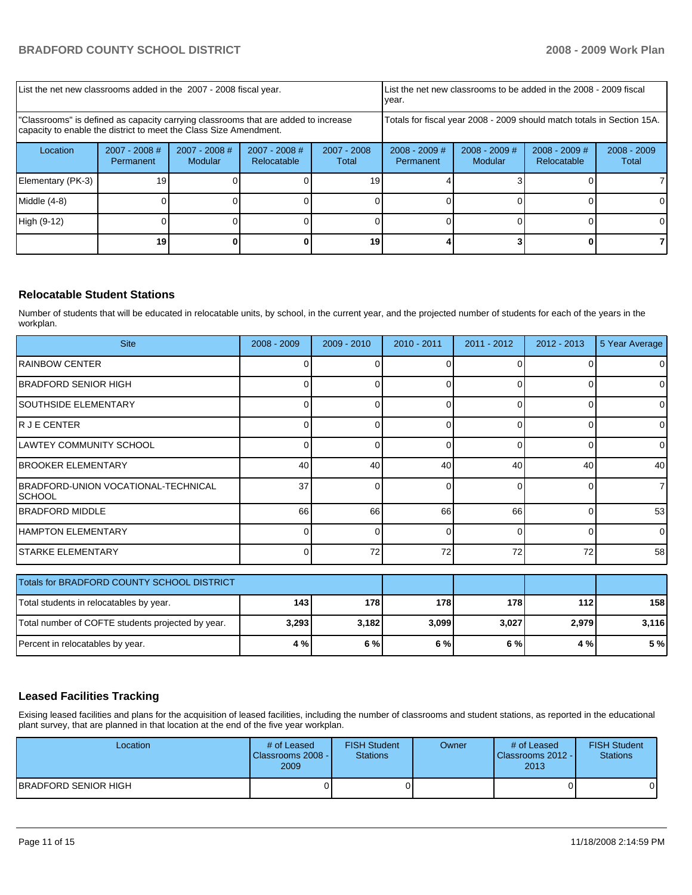| List the net new classrooms added in the 2007 - 2008 fiscal year. | | | | List the net new classrooms to be added in the 2008 - 2009 fiscal year. | | | |
|---|---|---|---|---|---|---|---|
| "Classrooms" is defined as capacity carrying classrooms that are added to increase capacity to enable the district to meet the Class Size Amendment. | | | | Totals for fiscal year 2008 - 2009 should match totals in Section 15A. | | | |
| Location | 2007 - 2008 # Permanent | 2007 - 2008 # Modular | 2007 - 2008 # Relocatable | 2007 - 2008 Total | 2008 - 2009 # Permanent | 2008 - 2009 # Modular | 2008 - 2009 # Relocatable | 2008 - 2009 Total |
| Elementary (PK-3) | 19 | 0 | 0 | 19 | 4 | 3 | 0 | 7 |
| Middle (4-8) | 0 | 0 | 0 | 0 | 0 | 0 | 0 | 0 |
| High (9-12) | 0 | 0 | 0 | 0 | 0 | 0 | 0 | 0 |
| | **19** | **0** | **0** | **19** | **4** | **3** | **0** | **7** |

## Relocatable Student Stations

Number of students that will be educated in relocatable units, by school, in the current year, and the projected number of students for each of the years in the workplan.

| Site | 2008 - 2009 | 2009 - 2010 | 2010 - 2011 | 2011 - 2012 | 2012 - 2013 | 5 Year Average |
|---|---|---|---|---|---|---|
| RAINBOW CENTER | 0 | 0 | 0 | 0 | 0 | 0 |
| BRADFORD SENIOR HIGH | 0 | 0 | 0 | 0 | 0 | 0 |
| SOUTHSIDE ELEMENTARY | 0 | 0 | 0 | 0 | 0 | 0 |
| R J E CENTER | 0 | 0 | 0 | 0 | 0 | 0 |
| LAWTEY COMMUNITY SCHOOL | 0 | 0 | 0 | 0 | 0 | 0 |
| BROOKER ELEMENTARY | 40 | 40 | 40 | 40 | 40 | 40 |
| BRADFORD-UNION VOCATIONAL-TECHNICAL SCHOOL | 37 | 0 | 0 | 0 | 0 | 7 |
| BRADFORD MIDDLE | 66 | 66 | 66 | 66 | 0 | 53 |
| HAMPTON ELEMENTARY | 0 | 0 | 0 | 0 | 0 | 0 |
| STARKE ELEMENTARY | 0 | 72 | 72 | 72 | 72 | 58 |

| Totals for BRADFORD COUNTY SCHOOL DISTRICT | | | | | | |
|---|---|---|---|---|---|---|
| Total students in relocatables by year. | **143** | **178** | **178** | **178** | **112** | **158** |
| Total number of COFTE students projected by year. | **3,293** | **3,182** | **3,099** | **3,027** | **2,979** | **3,116** |
| Percent in relocatables by year. | **4 %** | **6 %** | **6 %** | **6 %** | **4 %** | **5 %** |

## Leased Facilities Tracking

Exising leased facilities and plans for the acquisition of leased facilities, including the number of classrooms and student stations, as reported in the educational plant survey, that are planned in that location at the end of the five year workplan.

| Location | # of Leased Classrooms 2008 - 2009 | FISH Student Stations | Owner | # of Leased Classrooms 2012 - 2013 | FISH Student Stations |
|---|---|---|---|---|---|
| BRADFORD SENIOR HIGH | 0 | 0 | | 0 | 0 |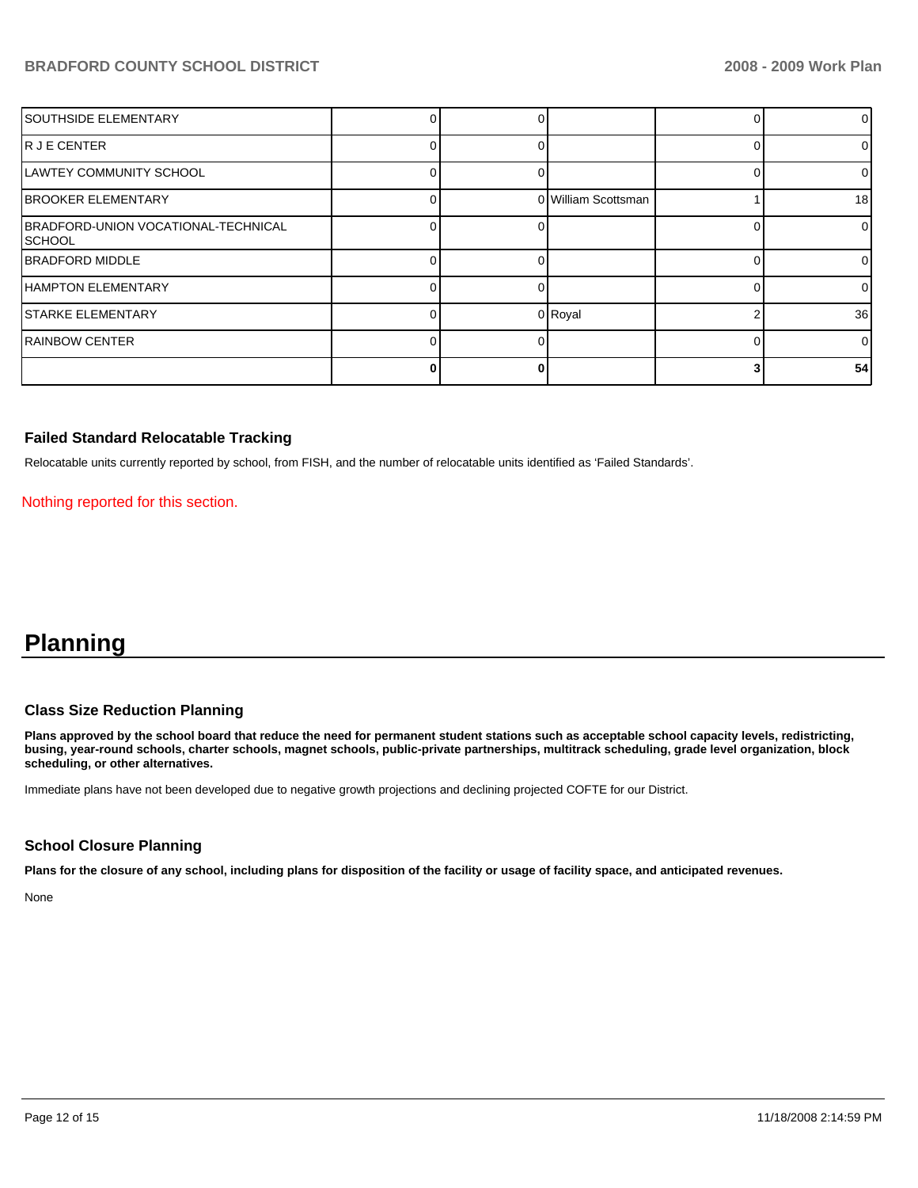| | | | | | |
|---|---|---|---|---|---|
| SOUTHSIDE ELEMENTARY | 0 | 0 | | 0 | 0 |
| R J E CENTER | 0 | 0 | | 0 | 0 |
| LAWTEY COMMUNITY SCHOOL | 0 | 0 | | 0 | 0 |
| BROOKER ELEMENTARY | 0 | 0 | William Scottsman | 1 | 18 |
| BRADFORD-UNION VOCATIONAL-TECHNICAL SCHOOL | 0 | 0 | | 0 | 0 |
| BRADFORD MIDDLE | 0 | 0 | | 0 | 0 |
| HAMPTON ELEMENTARY | 0 | 0 | | 0 | 0 |
| STARKE ELEMENTARY | 0 | 0 | Royal | 2 | 36 |
| RAINBOW CENTER | 0 | 0 | | 0 | 0 |
| | **0** | **0** | | **3** | **54** |

### Failed Standard Relocatable Tracking

Relocatable units currently reported by school, from FISH, and the number of relocatable units identified as 'Failed Standards'.

Nothing reported for this section.

# Planning

### Class Size Reduction Planning

**Plans approved by the school board that reduce the need for permanent student stations such as acceptable school capacity levels, redistricting, busing, year-round schools, charter schools, magnet schools, public-private partnerships, multitrack scheduling, grade level organization, block scheduling, or other alternatives.**

Immediate plans have not been developed due to negative growth projections and declining projected COFTE for our District.

### School Closure Planning

**Plans for the closure of any school, including plans for disposition of the facility or usage of facility space, and anticipated revenues.**

None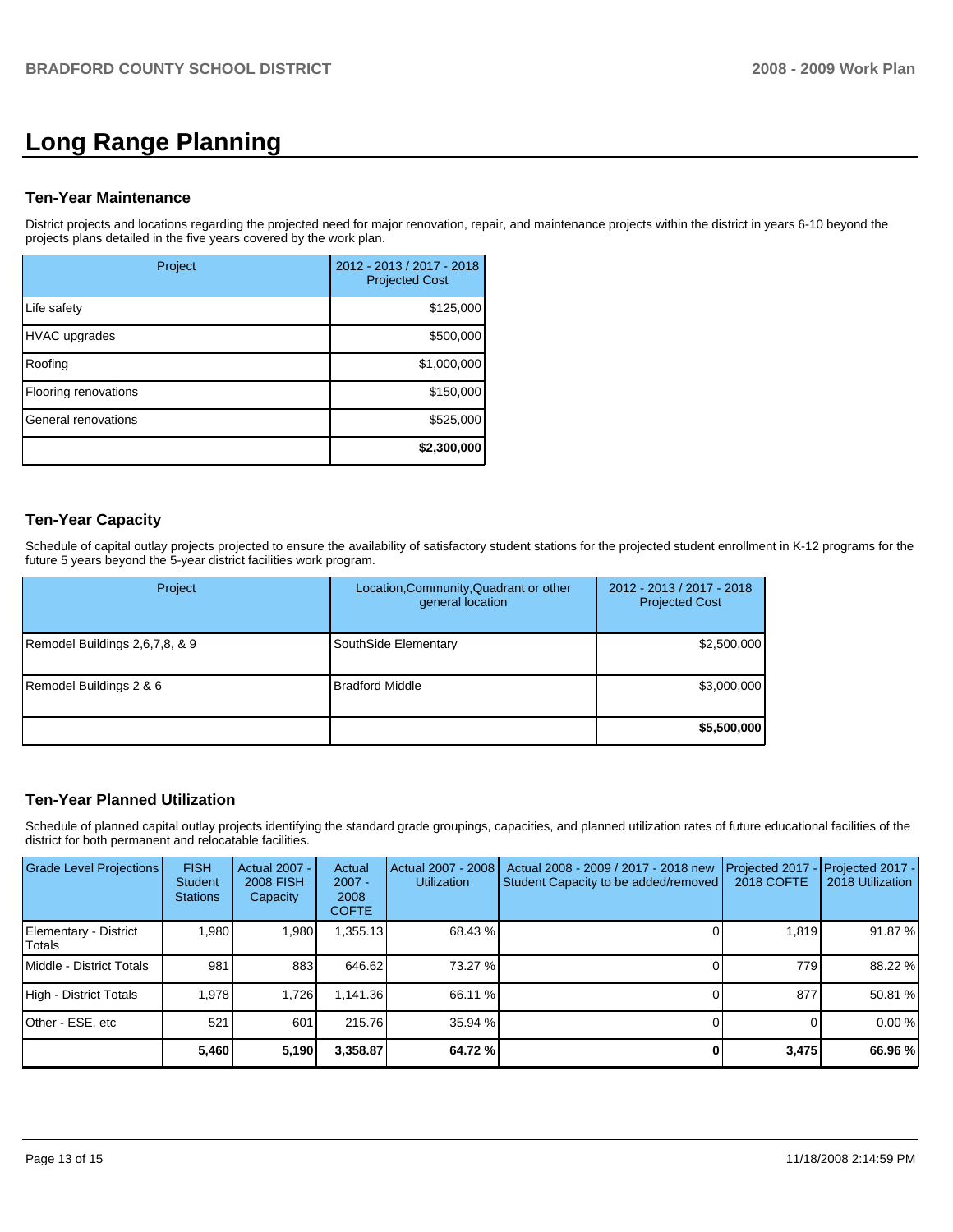# Long Range Planning

### Ten-Year Maintenance

District projects and locations regarding the projected need for major renovation, repair, and maintenance projects within the district in years 6-10 beyond the projects plans detailed in the five years covered by the work plan.

| Project | 2012 - 2013 / 2017 - 2018 Projected Cost |
|---|---|
| Life safety | $125,000 |
| HVAC upgrades | $500,000 |
| Roofing | $1,000,000 |
| Flooring renovations | $150,000 |
| General renovations | $525,000 |
| | **$2,300,000** |

### Ten-Year Capacity

Schedule of capital outlay projects projected to ensure the availability of satisfactory student stations for the projected student enrollment in K-12 programs for the future 5 years beyond the 5-year district facilities work program.

| Project | Location,Community,Quadrant or other general location | 2012 - 2013 / 2017 - 2018 Projected Cost |
|---|---|---|
| Remodel Buildings 2,6,7,8, & 9 | SouthSide Elementary | $2,500,000 |
| Remodel Buildings 2 & 6 | Bradford Middle | $3,000,000 |
| | | **$5,500,000** |

### Ten-Year Planned Utilization

Schedule of planned capital outlay projects identifying the standard grade groupings, capacities, and planned utilization rates of future educational facilities of the district for both permanent and relocatable facilities.

| Grade Level Projections | FISH Student Stations | Actual 2007 - 2008 FISH Capacity | Actual 2007 - 2008 COFTE | Actual 2007 - 2008 Utilization | Actual 2008 - 2009 / 2017 - 2018 new Student Capacity to be added/removed | Projected 2017 - 2018 COFTE | Projected 2017 - 2018 Utilization |
|---|---|---|---|---|---|---|---|
| Elementary - District Totals | 1,980 | 1,980 | 1,355.13 | 68.43 % | 0 | 1,819 | 91.87 % |
| Middle - District Totals | 981 | 883 | 646.62 | 73.27 % | 0 | 779 | 88.22 % |
| High - District Totals | 1,978 | 1,726 | 1,141.36 | 66.11 % | 0 | 877 | 50.81 % |
| Other - ESE, etc | 521 | 601 | 215.76 | 35.94 % | 0 | 0 | 0.00 % |
| | **5,460** | **5,190** | **3,358.87** | **64.72 %** | **0** | **3,475** | **66.96 %** |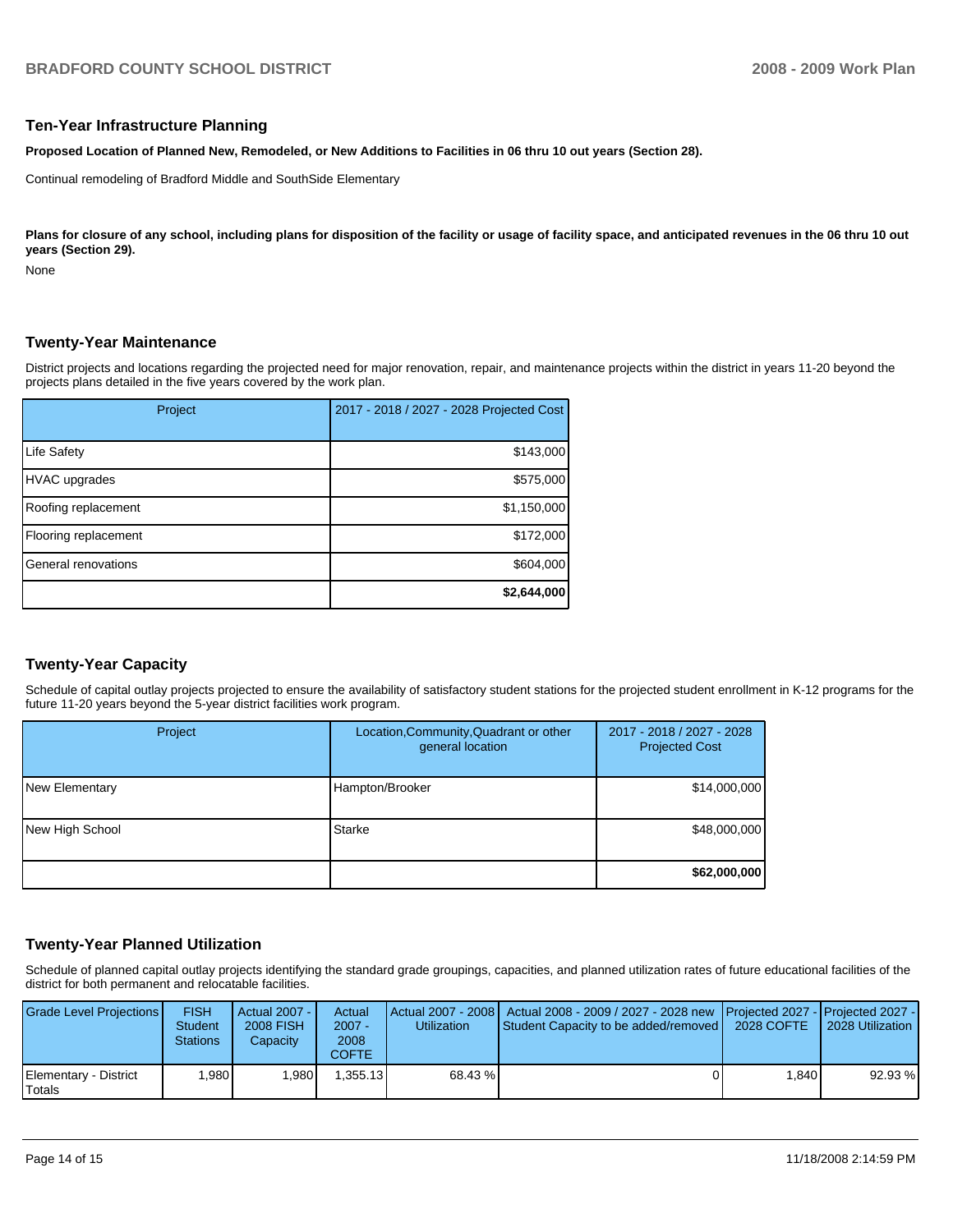## Ten-Year Infrastructure Planning

**Proposed Location of Planned New, Remodeled, or New Additions to Facilities in 06 thru 10 out years (Section 28).**

Continual remodeling of Bradford Middle and SouthSide Elementary

**Plans for closure of any school, including plans for disposition of the facility or usage of facility space, and anticipated revenues in the 06 thru 10 out years (Section 29).**

None

## Twenty-Year Maintenance

District projects and locations regarding the projected need for major renovation, repair, and maintenance projects within the district in years 11-20 beyond the projects plans detailed in the five years covered by the work plan.

| Project | 2017 - 2018 / 2027 - 2028 Projected Cost |
|---|---|
| Life Safety | $143,000 |
| HVAC upgrades | $575,000 |
| Roofing replacement | $1,150,000 |
| Flooring replacement | $172,000 |
| General renovations | $604,000 |
| | **$2,644,000** |

## Twenty-Year Capacity

Schedule of capital outlay projects projected to ensure the availability of satisfactory student stations for the projected student enrollment in K-12 programs for the future 11-20 years beyond the 5-year district facilities work program.

| Project | Location,Community,Quadrant or other general location | 2017 - 2018 / 2027 - 2028 Projected Cost |
|---|---|---|
| New Elementary | Hampton/Brooker | $14,000,000 |
| New High School | Starke | $48,000,000 |
| | | **$62,000,000** |

## Twenty-Year Planned Utilization

Schedule of planned capital outlay projects identifying the standard grade groupings, capacities, and planned utilization rates of future educational facilities of the district for both permanent and relocatable facilities.

| Grade Level Projections | FISH Student Stations | Actual 2007 - 2008 FISH Capacity | Actual 2007 - 2008 COFTE | Actual 2007 - 2008 Utilization | Actual 2008 - 2009 / 2027 - 2028 new Student Capacity to be added/removed | Projected 2027 - 2028 COFTE | Projected 2027 - 2028 Utilization |
|---|---|---|---|---|---|---|---|
| Elementary - District Totals | 1,980 | 1,980 | 1,355.13 | 68.43 % | 0 | 1,840 | 92.93 % |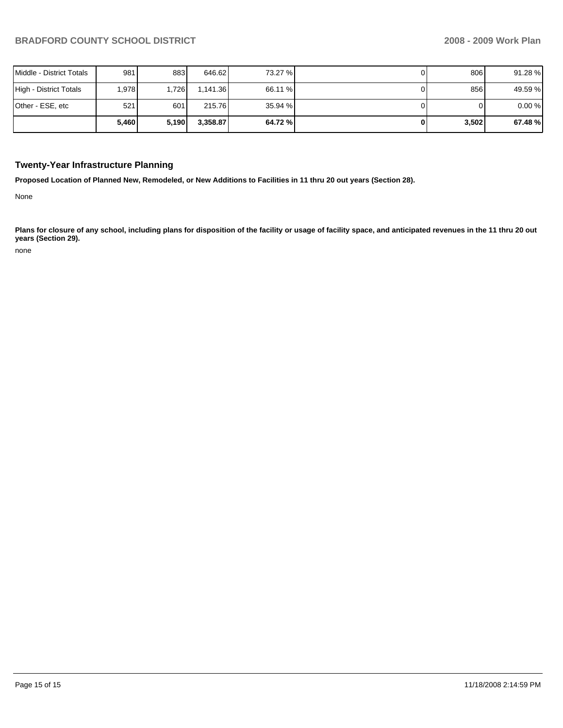| | | | | | | | |
|---|---|---|---|---|---|---|---|
| Middle - District Totals | 981 | 883 | 646.62 | 73.27 % | 0 | 806 | 91.28 % |
| High - District Totals | 1,978 | 1,726 | 1,141.36 | 66.11 % | 0 | 856 | 49.59 % |
| Other - ESE, etc | 521 | 601 | 215.76 | 35.94 % | 0 | 0 | 0.00 % |
| | **5,460** | **5,190** | **3,358.87** | **64.72 %** | **0** | **3,502** | **67.48 %** |

## Twenty-Year Infrastructure Planning

**Proposed Location of Planned New, Remodeled, or New Additions to Facilities in 11 thru 20 out years (Section 28).**

None

**Plans for closure of any school, including plans for disposition of the facility or usage of facility space, and anticipated revenues in the 11 thru 20 out years (Section 29).**

none